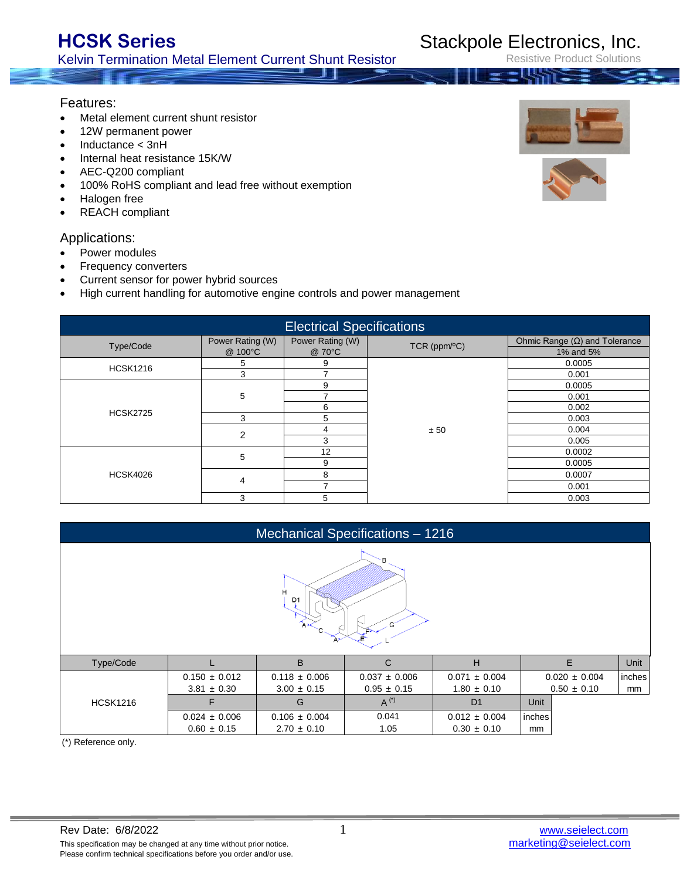# HCSK Series

Kelvin Termination Metal Element Current Shunt Resistor

Stackpole Electronics, Inc.

Resistive Product Solutions

## Features:

- Metal element current shunt resistor
- 12W permanent power
- Inductance < 3nH
- Internal heat resistance 15K/W
- AEC-Q200 compliant
- 100% RoHS compliant and lead free without exemption
- Halogen free
- REACH compliant

## Applications:

- Power modules
- Frequency converters
- Current sensor for power hybrid sources
- High current handling for automotive engine controls and power management

## Electrical Specifications

| Type/Code | Power Rating (W) @ 100°C | Power Rating (W) @ 70°C | TCR (ppm/ºC) | Ohmic Range (Ω) and Tolerance 1% and 5% |
|---|---|---|---|---|
| HCSK1216 | 5 | 9 | ± 50 | 0.0005 |
| | 3 | 7 | | 0.001 |
| HCSK2725 | 5 | 9 | | 0.0005 |
| | | 7 | | 0.001 |
| | | 6 | | 0.002 |
| | 3 | 5 | | 0.003 |
| | 2 | 4 | | 0.004 |
| | | 3 | | 0.005 |
| HCSK4026 | 5 | 12 | | 0.0002 |
| | | 9 | | 0.0005 |
| | 4 | 8 | | 0.0007 |
| | | 7 | | 0.001 |
| | 3 | 5 | | 0.003 |

## Mechanical Specifications – 1216

| Type/Code | L | B | C | H | E | Unit |
|---|---|---|---|---|---|---|
| HCSK1216 | 0.150 ± 0.012 | 0.118 ± 0.006 | 0.037 ± 0.006 | 0.071 ± 0.004 | 0.020 ± 0.004 | inches |
| | 3.81 ± 0.30 | 3.00 ± 0.15 | 0.95 ± 0.15 | 1.80 ± 0.10 | 0.50 ± 0.10 | mm |
| | **F** | **G** | **A (*)** | **D1** | **Unit** | |
| | 0.024 ± 0.006 | 0.106 ± 0.004 | 0.041 | 0.012 ± 0.004 | inches | |
| | 0.60 ± 0.15 | 2.70 ± 0.10 | 1.05 | 0.30 ± 0.10 | mm | |

(*) Reference only.

Rev Date: 6/8/2022

This specification may be changed at any time without prior notice.
Please confirm technical specifications before you order and/or use.

www.seielect.com
marketing@seielect.com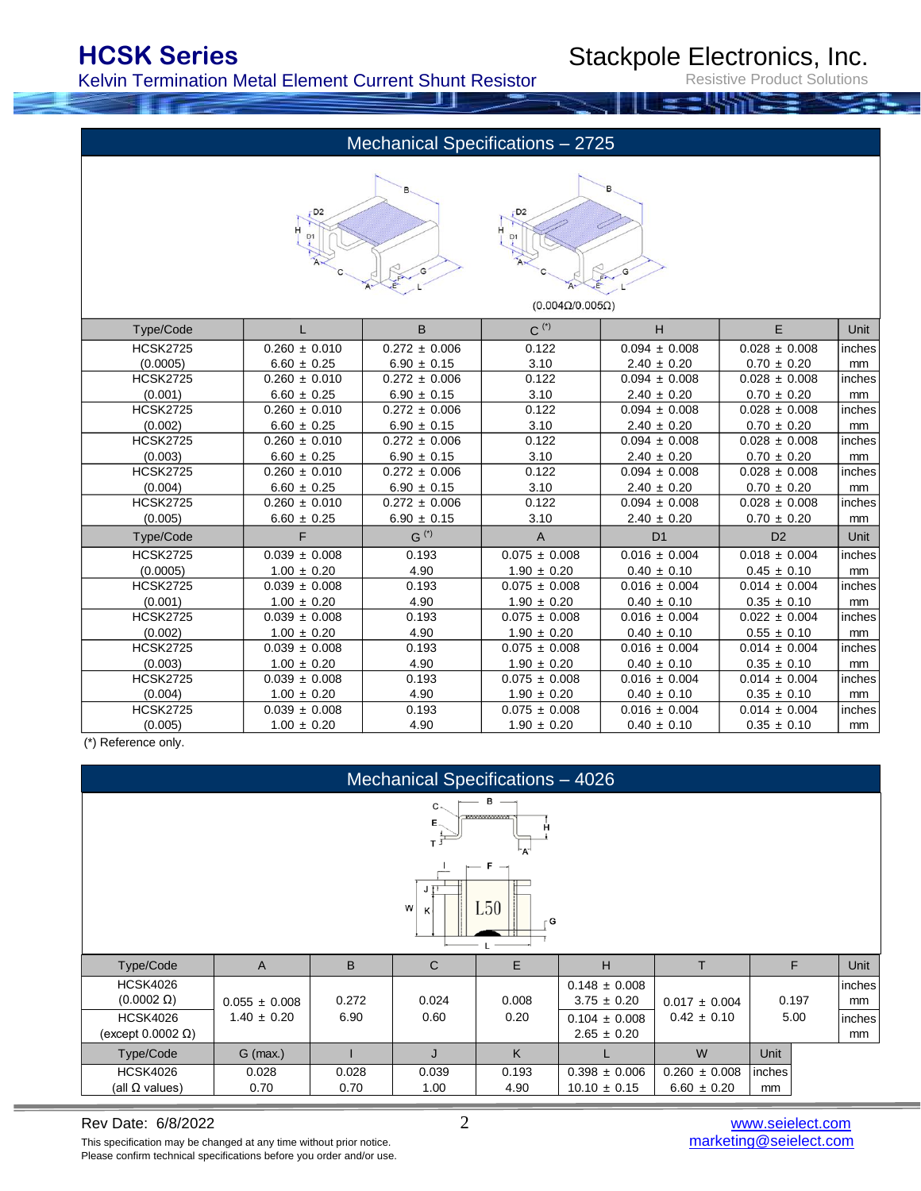## Mechanical Specifications – 2725

(0.004Ω/0.005Ω)

| Type/Code | L | B | C (*) | H | E | Unit |
|---|---|---|---|---|---|---|
| HCSK2725 (0.0005) | 0.260 ± 0.010<br>6.60 ± 0.25 | 0.272 ± 0.006<br>6.90 ± 0.15 | 0.122<br>3.10 | 0.094 ± 0.008<br>2.40 ± 0.20 | 0.028 ± 0.008<br>0.70 ± 0.20 | inches<br>mm |
| HCSK2725 (0.001) | 0.260 ± 0.010<br>6.60 ± 0.25 | 0.272 ± 0.006<br>6.90 ± 0.15 | 0.122<br>3.10 | 0.094 ± 0.008<br>2.40 ± 0.20 | 0.028 ± 0.008<br>0.70 ± 0.20 | inches<br>mm |
| HCSK2725 (0.002) | 0.260 ± 0.010<br>6.60 ± 0.25 | 0.272 ± 0.006<br>6.90 ± 0.15 | 0.122<br>3.10 | 0.094 ± 0.008<br>2.40 ± 0.20 | 0.028 ± 0.008<br>0.70 ± 0.20 | inches<br>mm |
| HCSK2725 (0.003) | 0.260 ± 0.010<br>6.60 ± 0.25 | 0.272 ± 0.006<br>6.90 ± 0.15 | 0.122<br>3.10 | 0.094 ± 0.008<br>2.40 ± 0.20 | 0.028 ± 0.008<br>0.70 ± 0.20 | inches<br>mm |
| HCSK2725 (0.004) | 0.260 ± 0.010<br>6.60 ± 0.25 | 0.272 ± 0.006<br>6.90 ± 0.15 | 0.122<br>3.10 | 0.094 ± 0.008<br>2.40 ± 0.20 | 0.028 ± 0.008<br>0.70 ± 0.20 | inches<br>mm |
| HCSK2725 (0.005) | 0.260 ± 0.010<br>6.60 ± 0.25 | 0.272 ± 0.006<br>6.90 ± 0.15 | 0.122<br>3.10 | 0.094 ± 0.008<br>2.40 ± 0.20 | 0.028 ± 0.008<br>0.70 ± 0.20 | inches<br>mm |
| **Type/Code** | **F** | **G (*)** | **A** | **D1** | **D2** | **Unit** |
| HCSK2725 (0.0005) | 0.039 ± 0.008<br>1.00 ± 0.20 | 0.193<br>4.90 | 0.075 ± 0.008<br>1.90 ± 0.20 | 0.016 ± 0.004<br>0.40 ± 0.10 | 0.018 ± 0.004<br>0.45 ± 0.10 | inches<br>mm |
| HCSK2725 (0.001) | 0.039 ± 0.008<br>1.00 ± 0.20 | 0.193<br>4.90 | 0.075 ± 0.008<br>1.90 ± 0.20 | 0.016 ± 0.004<br>0.40 ± 0.10 | 0.014 ± 0.004<br>0.35 ± 0.10 | inches<br>mm |
| HCSK2725 (0.002) | 0.039 ± 0.008<br>1.00 ± 0.20 | 0.193<br>4.90 | 0.075 ± 0.008<br>1.90 ± 0.20 | 0.016 ± 0.004<br>0.40 ± 0.10 | 0.022 ± 0.004<br>0.55 ± 0.10 | inches<br>mm |
| HCSK2725 (0.003) | 0.039 ± 0.008<br>1.00 ± 0.20 | 0.193<br>4.90 | 0.075 ± 0.008<br>1.90 ± 0.20 | 0.016 ± 0.004<br>0.40 ± 0.10 | 0.014 ± 0.004<br>0.35 ± 0.10 | inches<br>mm |
| HCSK2725 (0.004) | 0.039 ± 0.008<br>1.00 ± 0.20 | 0.193<br>4.90 | 0.075 ± 0.008<br>1.90 ± 0.20 | 0.016 ± 0.004<br>0.40 ± 0.10 | 0.014 ± 0.004<br>0.35 ± 0.10 | inches<br>mm |
| HCSK2725 (0.005) | 0.039 ± 0.008<br>1.00 ± 0.20 | 0.193<br>4.90 | 0.075 ± 0.008<br>1.90 ± 0.20 | 0.016 ± 0.004<br>0.40 ± 0.10 | 0.014 ± 0.004<br>0.35 ± 0.10 | inches<br>mm |

(*) Reference only.

## Mechanical Specifications – 4026

| Type/Code | A | B | C | E | H | T | F | Unit |
|---|---|---|---|---|---|---|---|---|
| HCSK4026 (0.0002 Ω) | 0.055 ± 0.008<br>1.40 ± 0.20 | 0.272<br>6.90 | 0.024<br>0.60 | 0.008<br>0.20 | 0.148 ± 0.008<br>3.75 ± 0.20 | 0.017 ± 0.004<br>0.42 ± 0.10 | 0.197<br>5.00 | inches<br>mm |
| HCSK4026 (except 0.0002 Ω) | | | | | 0.104 ± 0.008<br>2.65 ± 0.20 | | | inches<br>mm |
| **Type/Code** | **G (max.)** | **I** | **J** | **K** | **L** | **W** | **Unit** | |
| HCSK4026 (all Ω values) | 0.028<br>0.70 | 0.028<br>0.70 | 0.039<br>1.00 | 0.193<br>4.90 | 0.398 ± 0.006<br>10.10 ± 0.15 | 0.260 ± 0.008<br>6.60 ± 0.20 | inches<br>mm | |

Rev Date: 6/8/2022

This specification may be changed at any time without prior notice.
Please confirm technical specifications before you order and/or use.

www.seielect.com
marketing@seielect.com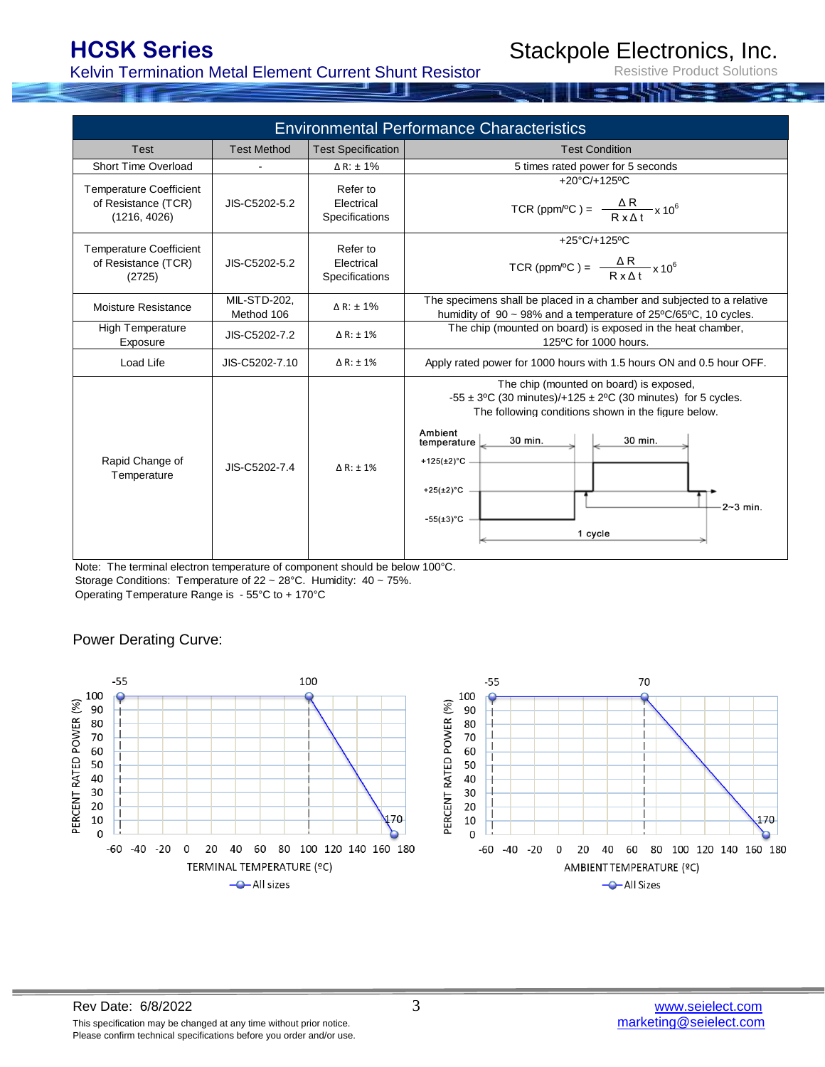## Environmental Performance Characteristics

| Test | Test Method | Test Specification | Test Condition |
|---|---|---|---|
| Short Time Overload | - | Δ R: ± 1% | 5 times rated power for 5 seconds |
| Temperature Coefficient of Resistance (TCR) (1216, 4026) | JIS-C5202-5.2 | Refer to Electrical Specifications | +20°C/+125ºC $\text{TCR (ppm/ºC)} = \frac{\Delta R}{R \times \Delta t} \times 10^6$ |
| Temperature Coefficient of Resistance (TCR) (2725) | JIS-C5202-5.2 | Refer to Electrical Specifications | +25°C/+125ºC $\text{TCR (ppm/ºC)} = \frac{\Delta R}{R \times \Delta t} \times 10^6$ |
| Moisture Resistance | MIL-STD-202, Method 106 | Δ R: ± 1% | The specimens shall be placed in a chamber and subjected to a relative humidity of 90 ~ 98% and a temperature of 25ºC/65ºC, 10 cycles. |
| High Temperature Exposure | JIS-C5202-7.2 | Δ R: ± 1% | The chip (mounted on board) is exposed in the heat chamber, 125ºC for 1000 hours. |
| Load Life | JIS-C5202-7.10 | Δ R: ± 1% | Apply rated power for 1000 hours with 1.5 hours ON and 0.5 hour OFF. |
| Rapid Change of Temperature | JIS-C5202-7.4 | Δ R: ± 1% | The chip (mounted on board) is exposed, -55 ± 3ºC (30 minutes)/+125 ± 2ºC (30 minutes) for 5 cycles. The following conditions shown in the figure below. |

Note: The terminal electron temperature of component should be below 100°C.
Storage Conditions: Temperature of 22 ~ 28°C. Humidity: 40 ~ 75%.
Operating Temperature Range is - 55°C to + 170°C

Power Derating Curve: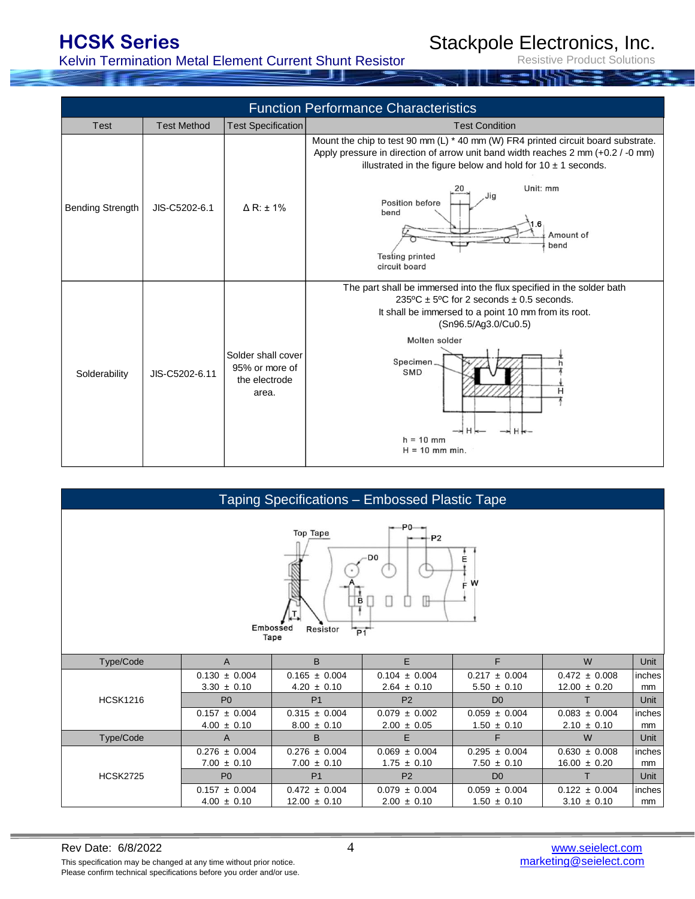## Function Performance Characteristics

| Test | Test Method | Test Specification | Test Condition |
|---|---|---|---|
| Bending Strength | JIS-C5202-6.1 | Δ R: ± 1% | Mount the chip to test 90 mm (L) * 40 mm (W) FR4 printed circuit board substrate. Apply pressure in direction of arrow unit band width reaches 2 mm (+0.2 / -0 mm) illustrated in the figure below and hold for 10 ± 1 seconds. |
| Solderability | JIS-C5202-6.11 | Solder shall cover 95% or more of the electrode area. | The part shall be immersed into the flux specified in the solder bath 235ºC ± 5ºC for 2 seconds ± 0.5 seconds. It shall be immersed to a point 10 mm from its root. (Sn96.5/Ag3.0/Cu0.5)<br>h = 10 mm<br>H = 10 mm min. |

## Taping Specifications – Embossed Plastic Tape

| Type/Code | A | B | E | F | W | Unit |
|---|---|---|---|---|---|---|
| HCSK1216 | 0.130 ± 0.004<br>3.30 ± 0.10 | 0.165 ± 0.004<br>4.20 ± 0.10 | 0.104 ± 0.004<br>2.64 ± 0.10 | 0.217 ± 0.004<br>5.50 ± 0.10 | 0.472 ± 0.008<br>12.00 ± 0.20 | inches<br>mm |
| | P0 | P1 | P2 | D0 | T | Unit |
| | 0.157 ± 0.004<br>4.00 ± 0.10 | 0.315 ± 0.004<br>8.00 ± 0.10 | 0.079 ± 0.002<br>2.00 ± 0.05 | 0.059 ± 0.004<br>1.50 ± 0.10 | 0.083 ± 0.004<br>2.10 ± 0.10 | inches<br>mm |
| Type/Code | A | B | E | F | W | Unit |
| HCSK2725 | 0.276 ± 0.004<br>7.00 ± 0.10 | 0.276 ± 0.004<br>7.00 ± 0.10 | 0.069 ± 0.004<br>1.75 ± 0.10 | 0.295 ± 0.004<br>7.50 ± 0.10 | 0.630 ± 0.008<br>16.00 ± 0.20 | inches<br>mm |
| | P0 | P1 | P2 | D0 | T | Unit |
| | 0.157 ± 0.004<br>4.00 ± 0.10 | 0.472 ± 0.004<br>12.00 ± 0.10 | 0.079 ± 0.004<br>2.00 ± 0.10 | 0.059 ± 0.004<br>1.50 ± 0.10 | 0.122 ± 0.004<br>3.10 ± 0.10 | inches<br>mm |

Rev Date: 6/8/2022

This specification may be changed at any time without prior notice.
Please confirm technical specifications before you order and/or use.

www.seielect.com
marketing@seielect.com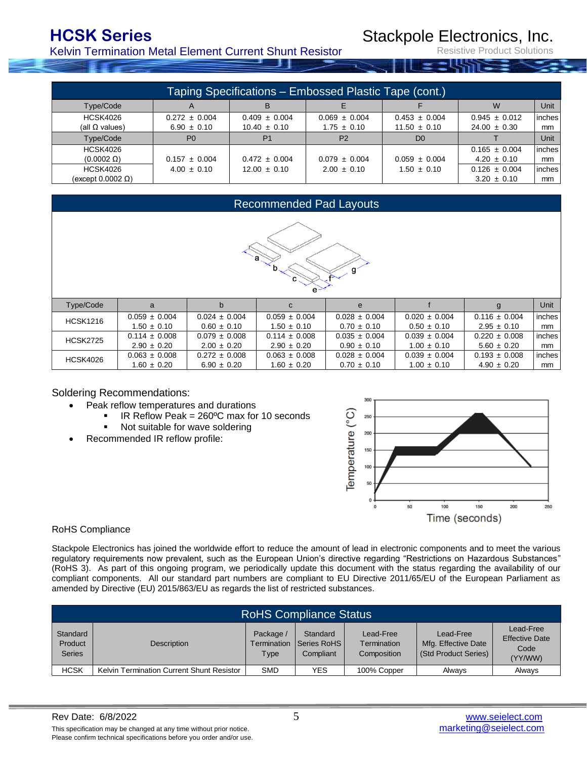## Taping Specifications – Embossed Plastic Tape (cont.)

| Type/Code | A | B | E | F | W | Unit |
|---|---|---|---|---|---|---|
| HCSK4026 (all Ω values) | 0.272 ± 0.004<br>6.90 ± 0.10 | 0.409 ± 0.004<br>10.40 ± 0.10 | 0.069 ± 0.004<br>1.75 ± 0.10 | 0.453 ± 0.004<br>11.50 ± 0.10 | 0.945 ± 0.012<br>24.00 ± 0.30 | inches<br>mm |
| **Type/Code** | **P0** | **P1** | **P2** | **D0** | **T** | **Unit** |
| HCSK4026 (0.0002 Ω) | 0.157 ± 0.004<br>4.00 ± 0.10 | 0.472 ± 0.004<br>12.00 ± 0.10 | 0.079 ± 0.004<br>2.00 ± 0.10 | 0.059 ± 0.004<br>1.50 ± 0.10 | 0.165 ± 0.004<br>4.20 ± 0.10 | inches<br>mm |
| HCSK4026 (except 0.0002 Ω) | | | | | 0.126 ± 0.004<br>3.20 ± 0.10 | inches<br>mm |

## Recommended Pad Layouts

| Type/Code | a | b | c | e | f | g | Unit |
|---|---|---|---|---|---|---|---|
| HCSK1216 | 0.059 ± 0.004<br>1.50 ± 0.10 | 0.024 ± 0.004<br>0.60 ± 0.10 | 0.059 ± 0.004<br>1.50 ± 0.10 | 0.028 ± 0.004<br>0.70 ± 0.10 | 0.020 ± 0.004<br>0.50 ± 0.10 | 0.116 ± 0.004<br>2.95 ± 0.10 | inches<br>mm |
| HCSK2725 | 0.114 ± 0.008<br>2.90 ± 0.20 | 0.079 ± 0.008<br>2.00 ± 0.20 | 0.114 ± 0.008<br>2.90 ± 0.20 | 0.035 ± 0.004<br>0.90 ± 0.10 | 0.039 ± 0.004<br>1.00 ± 0.10 | 0.220 ± 0.008<br>5.60 ± 0.20 | inches<br>mm |
| HCSK4026 | 0.063 ± 0.008<br>1.60 ± 0.20 | 0.272 ± 0.008<br>6.90 ± 0.20 | 0.063 ± 0.008<br>1.60 ± 0.20 | 0.028 ± 0.004<br>0.70 ± 0.10 | 0.039 ± 0.004<br>1.00 ± 0.10 | 0.193 ± 0.008<br>4.90 ± 0.20 | inches<br>mm |

Soldering Recommendations:

- Peak reflow temperatures and durations
  - IR Reflow Peak = 260ºC max for 10 seconds
  - Not suitable for wave soldering
- Recommended IR reflow profile:

RoHS Compliance

Stackpole Electronics has joined the worldwide effort to reduce the amount of lead in electronic components and to meet the various regulatory requirements now prevalent, such as the European Union's directive regarding "Restrictions on Hazardous Substances" (RoHS 3). As part of this ongoing program, we periodically update this document with the status regarding the availability of our compliant components. All our standard part numbers are compliant to EU Directive 2011/65/EU of the European Parliament as amended by Directive (EU) 2015/863/EU as regards the list of restricted substances.

## RoHS Compliance Status

| Standard Product Series | Description | Package / Termination Type | Standard Series RoHS Compliant | Lead-Free Termination Composition | Lead-Free Mfg. Effective Date (Std Product Series) | Lead-Free Effective Date Code (YY/WW) |
|---|---|---|---|---|---|---|
| HCSK | Kelvin Termination Current Shunt Resistor | SMD | YES | 100% Copper | Always | Always |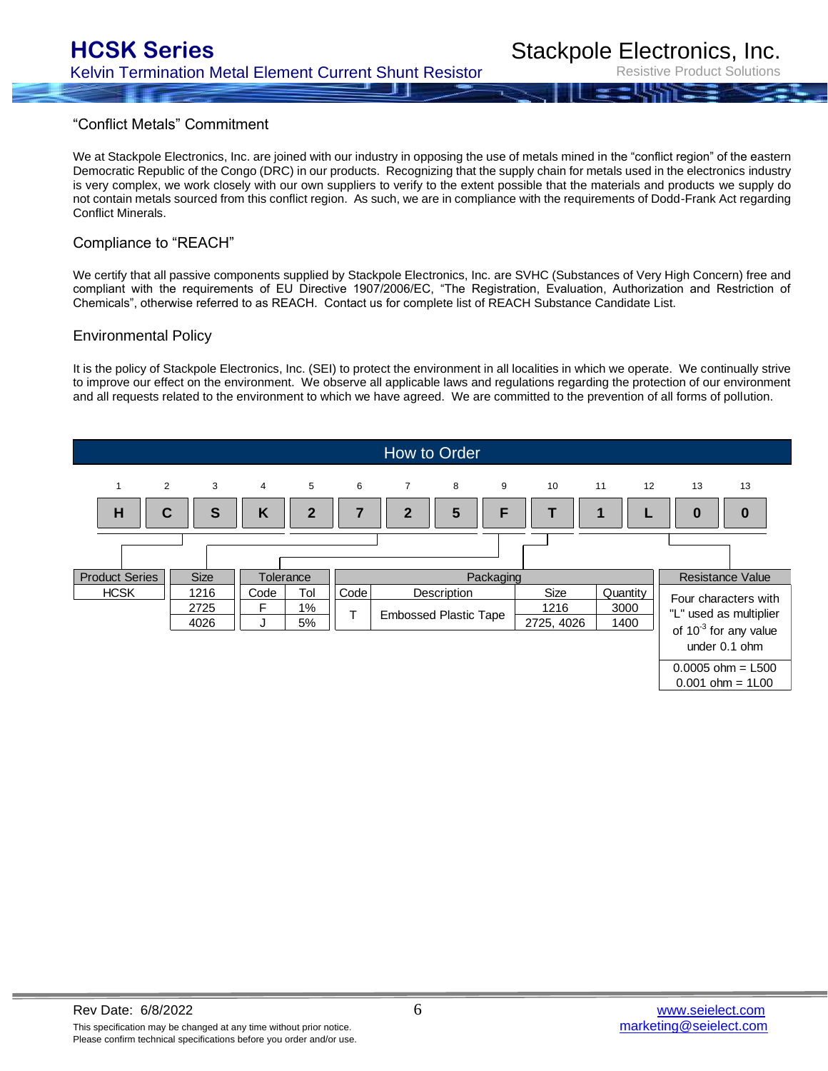## "Conflict Metals" Commitment

We at Stackpole Electronics, Inc. are joined with our industry in opposing the use of metals mined in the "conflict region" of the eastern Democratic Republic of the Congo (DRC) in our products. Recognizing that the supply chain for metals used in the electronics industry is very complex, we work closely with our own suppliers to verify to the extent possible that the materials and products we supply do not contain metals sourced from this conflict region. As such, we are in compliance with the requirements of Dodd-Frank Act regarding Conflict Minerals.

## Compliance to "REACH"

We certify that all passive components supplied by Stackpole Electronics, Inc. are SVHC (Substances of Very High Concern) free and compliant with the requirements of EU Directive 1907/2006/EC, "The Registration, Evaluation, Authorization and Restriction of Chemicals", otherwise referred to as REACH. Contact us for complete list of REACH Substance Candidate List.

## Environmental Policy

It is the policy of Stackpole Electronics, Inc. (SEI) to protect the environment in all localities in which we operate. We continually strive to improve our effect on the environment. We observe all applicable laws and regulations regarding the protection of our environment and all requests related to the environment to which we have agreed. We are committed to the prevention of all forms of pollution.

## How to Order

| 1 | 2 | 3 | 4 | 5 | 6 | 7 | 8 | 9 | 10 | 11 | 12 | 13 | 13 |
|---|---|---|---|---|---|---|---|---|---|---|---|---|---|
| H | C | S | K | 2 | 7 | 2 | 5 | F | T | 1 | L | 0 | 0 |

| Product Series |
|---|
| HCSK |

| Size |
|---|
| 1216 |
| 2725 |
| 4026 |

| Tolerance | |
|---|---|
| Code | Tol |
| F | 1% |
| J | 5% |

| Packaging | | | |
|---|---|---|---|
| Code | Description | Size | Quantity |
| T | Embossed Plastic Tape | 1216 | 3000 |
| | | 2725, 4026 | 1400 |

| Resistance Value |
|---|
| Four characters with "L" used as multiplier of $10^{-3}$ for any value under 0.1 ohm |
| 0.0005 ohm = L500 |
| 0.001 ohm = 1L00 |